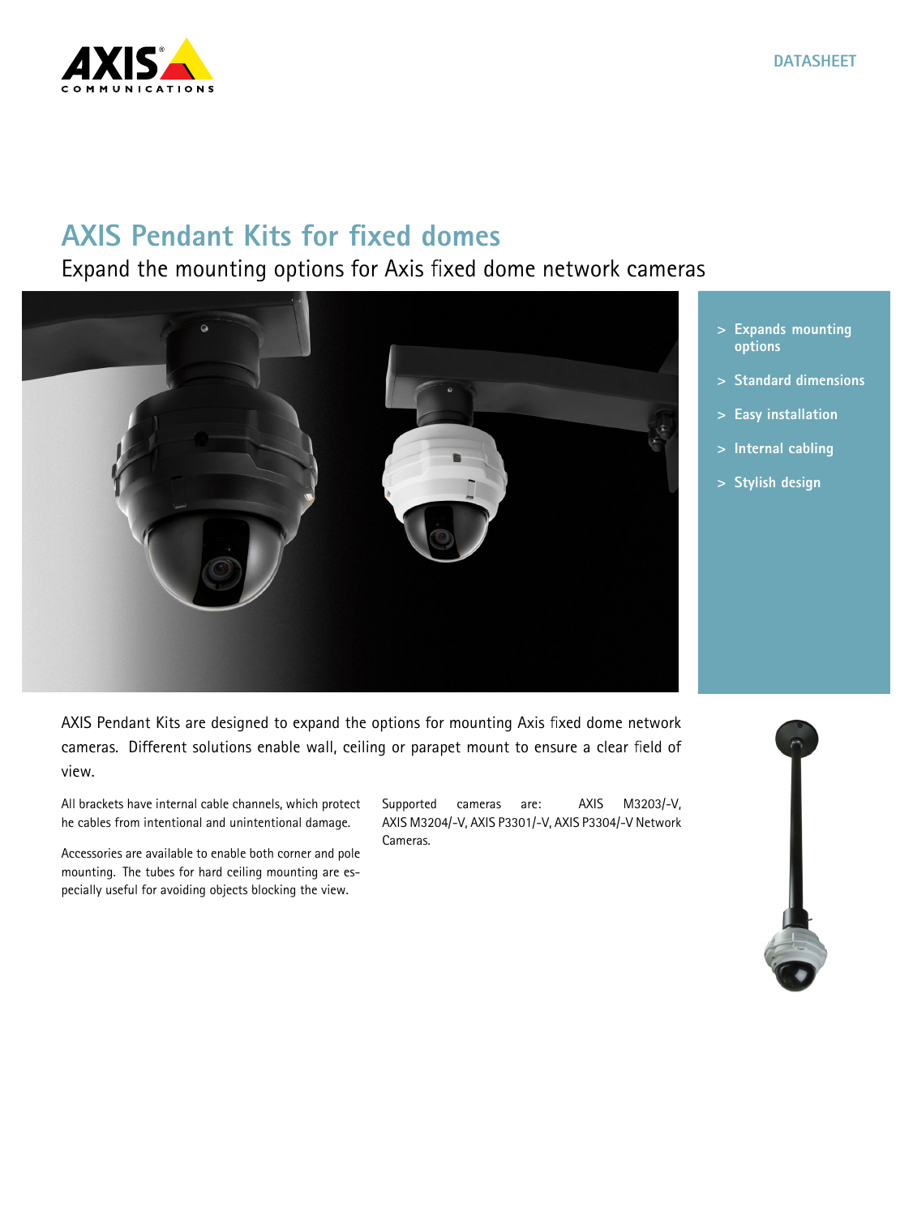DATASHEET

# AXIS Pendant Kits for fixed domes

## Expand the mounting options for Axis fixed dome network cameras

- > Expands mounting options
- > Standard dimensions
- > Easy installation
- > Internal cabling
- > Stylish design

AXIS Pendant Kits are designed to expand the options for mounting Axis fixed dome network cameras. Different solutions enable wall, ceiling or parapet mount to ensure a clear field of view.

All brackets have internal cable channels, which protect he cables from intentional and unintentional damage.

Accessories are available to enable both corner and pole mounting. The tubes for hard ceiling mounting are especially useful for avoiding objects blocking the view.

Supported cameras are: AXIS M3203/-V, AXIS M3204/-V, AXIS P3301/-V, AXIS P3304/-V Network Cameras.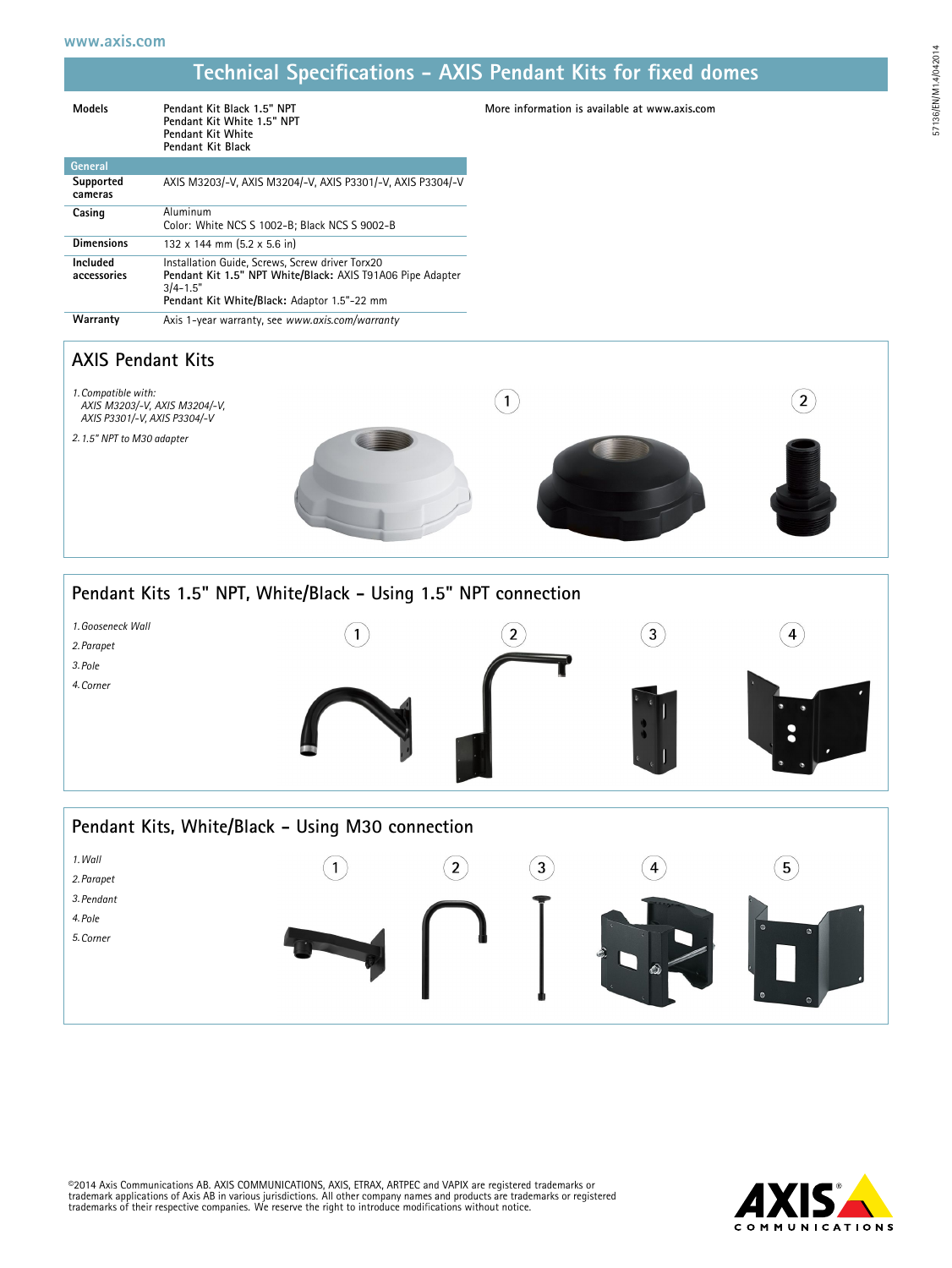www.axis.com

# Technical Specifications – AXIS Pendant Kits for fixed domes

| | |
|---|---|
| **Models** | Pendant Kit Black 1.5" NPT<br>Pendant Kit White 1.5" NPT<br>Pendant Kit White<br>Pendant Kit Black |
| **General** | |
| **Supported cameras** | AXIS M3203/-V, AXIS M3204/-V, AXIS P3301/-V, AXIS P3304/-V |
| **Casing** | Aluminum<br>Color: White NCS S 1002-B; Black NCS S 9002-B |
| **Dimensions** | 132 x 144 mm (5.2 x 5.6 in) |
| **Included accessories** | Installation Guide, Screws, Screw driver Torx20<br>**Pendant Kit 1.5" NPT White/Black:** AXIS T91A06 Pipe Adapter 3/4-1.5"<br>**Pendant Kit White/Black:** Adaptor 1.5"-22 mm |
| **Warranty** | Axis 1-year warranty, see *www.axis.com/warranty* |

More information is available at www.axis.com

## AXIS Pendant Kits

1. *Compatible with: AXIS M3203/-V, AXIS M3204/-V, AXIS P3301/-V, AXIS P3304/-V*
2. *1.5" NPT to M30 adapter*

## Pendant Kits 1.5" NPT, White/Black – Using 1.5" NPT connection

1. *Gooseneck Wall*
2. *Parapet*
3. *Pole*
4. *Corner*

## Pendant Kits, White/Black – Using M30 connection

1. *Wall*
2. *Parapet*
3. *Pendant*
4. *Pole*
5. *Corner*

©2014 Axis Communications AB. AXIS COMMUNICATIONS, AXIS, ETRAX, ARTPEC and VAPIX are registered trademarks or trademark applications of Axis AB in various jurisdictions. All other company names and products are trademarks or registered trademarks of their respective companies. We reserve the right to introduce modifications without notice.

57136/EN/M1.4/042014